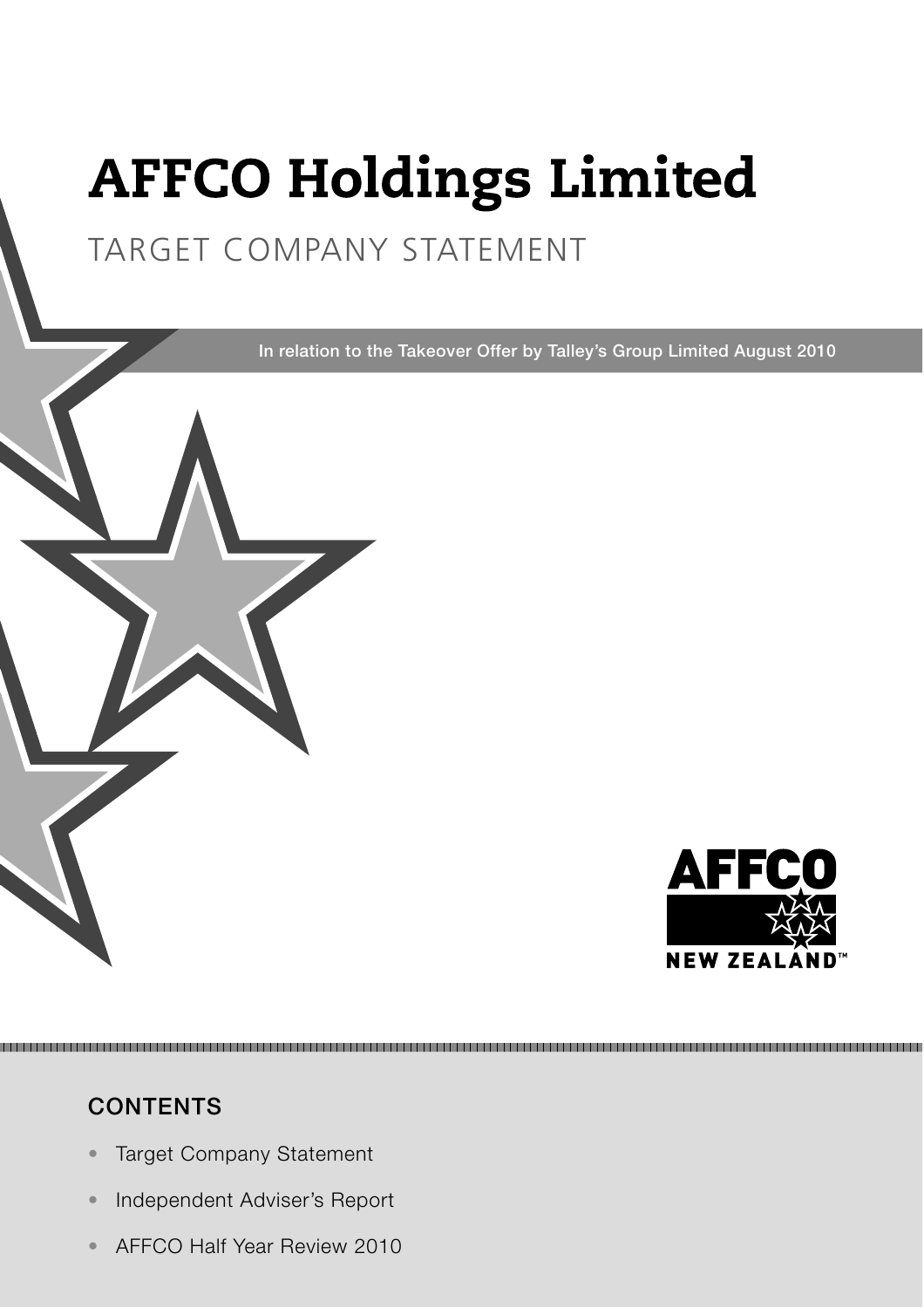# AFFCO Holdings Limited

## TARGET COMPANY STATEMENT

In relation to the Takeover Offer by Talley's Group Limited August 2010

AFFCO NEW ZEALAND™

### CONTENTS

- Target Company Statement
- Independent Adviser's Report
- AFFCO Half Year Review 2010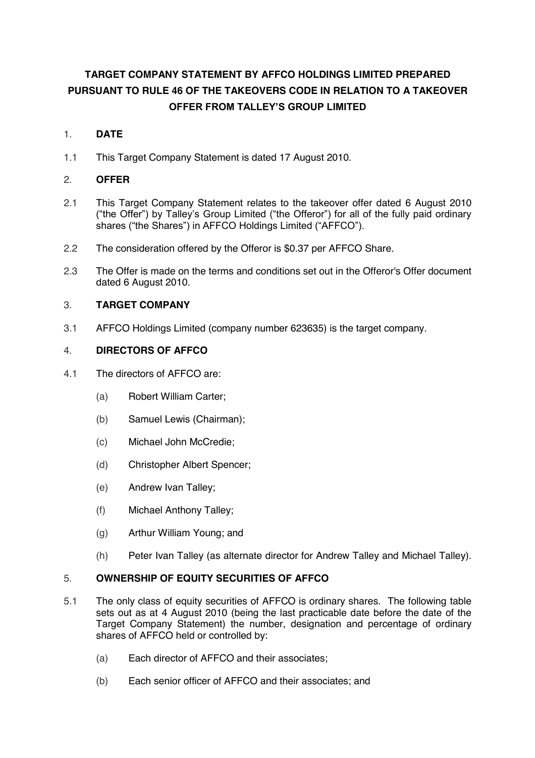# TARGET COMPANY STATEMENT BY AFFCO HOLDINGS LIMITED PREPARED PURSUANT TO RULE 46 OF THE TAKEOVERS CODE IN RELATION TO A TAKEOVER OFFER FROM TALLEY'S GROUP LIMITED

## 1. DATE

1.1 This Target Company Statement is dated 17 August 2010.

## 2. OFFER

2.1 This Target Company Statement relates to the takeover offer dated 6 August 2010 ("the Offer") by Talley's Group Limited ("the Offeror") for all of the fully paid ordinary shares ("the Shares") in AFFCO Holdings Limited ("AFFCO").

2.2 The consideration offered by the Offeror is $0.37 per AFFCO Share.

2.3 The Offer is made on the terms and conditions set out in the Offeror's Offer document dated 6 August 2010.

## 3. TARGET COMPANY

3.1 AFFCO Holdings Limited (company number 623635) is the target company.

## 4. DIRECTORS OF AFFCO

4.1 The directors of AFFCO are:

(a) Robert William Carter;

(b) Samuel Lewis (Chairman);

(c) Michael John McCredie;

(d) Christopher Albert Spencer;

(e) Andrew Ivan Talley;

(f) Michael Anthony Talley;

(g) Arthur William Young; and

(h) Peter Ivan Talley (as alternate director for Andrew Talley and Michael Talley).

## 5. OWNERSHIP OF EQUITY SECURITIES OF AFFCO

5.1 The only class of equity securities of AFFCO is ordinary shares. The following table sets out as at 4 August 2010 (being the last practicable date before the date of the Target Company Statement) the number, designation and percentage of ordinary shares of AFFCO held or controlled by:

(a) Each director of AFFCO and their associates;

(b) Each senior officer of AFFCO and their associates; and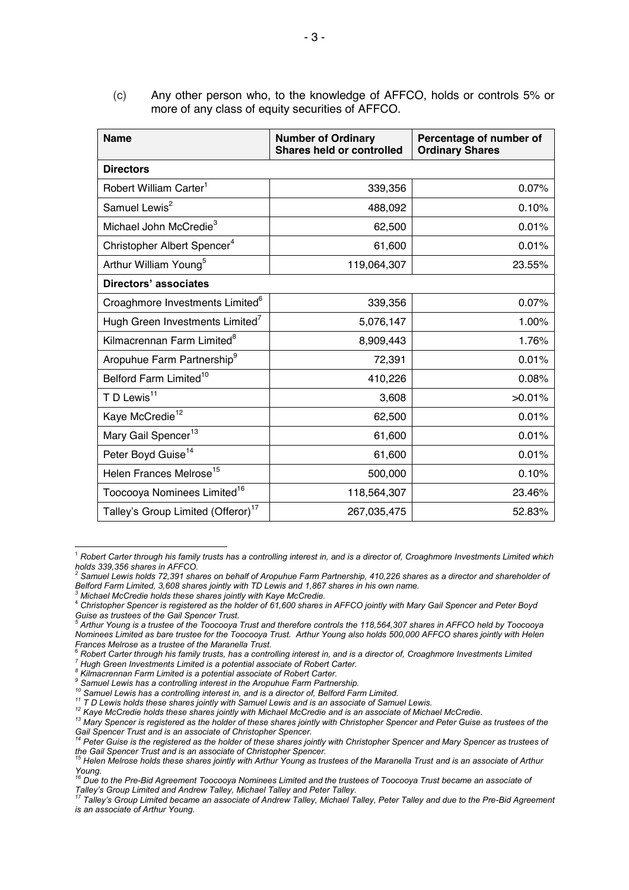(c) Any other person who, to the knowledge of AFFCO, holds or controls 5% or more of any class of equity securities of AFFCO.

| Name | Number of Ordinary Shares held or controlled | Percentage of number of Ordinary Shares |
|---|---|---|
| **Directors** | | |
| Robert William Carter[1] | 339,356 | 0.07% |
| Samuel Lewis[2] | 488,092 | 0.10% |
| Michael John McCredie[3] | 62,500 | 0.01% |
| Christopher Albert Spencer[4] | 61,600 | 0.01% |
| Arthur William Young[5] | 119,064,307 | 23.55% |
| **Directors' associates** | | |
| Croaghmore Investments Limited[6] | 339,356 | 0.07% |
| Hugh Green Investments Limited[7] | 5,076,147 | 1.00% |
| Kilmacrennan Farm Limited[8] | 8,909,443 | 1.76% |
| Aropuhue Farm Partnership[9] | 72,391 | 0.01% |
| Belford Farm Limited[10] | 410,226 | 0.08% |
| T D Lewis[11] | 3,608 | >0.01% |
| Kaye McCredie[12] | 62,500 | 0.01% |
| Mary Gail Spencer[13] | 61,600 | 0.01% |
| Peter Boyd Guise[14] | 61,600 | 0.01% |
| Helen Frances Melrose[15] | 500,000 | 0.10% |
| Toocooya Nominees Limited[16] | 118,564,307 | 23.46% |
| Talley's Group Limited (Offeror)[17] | 267,035,475 | 52.83% |

[1] *Robert Carter through his family trusts has a controlling interest in, and is a director of, Croaghmore Investments Limited which holds 339,356 shares in AFFCO.*

[2] *Samuel Lewis holds 72,391 shares on behalf of Aropuhue Farm Partnership, 410,226 shares as a director and shareholder of Belford Farm Limited, 3,608 shares jointly with TD Lewis and 1,867 shares in his own name.*

[3] *Michael McCredie holds these shares jointly with Kaye McCredie.*

[4] *Christopher Spencer is registered as the holder of 61,600 shares in AFFCO jointly with Mary Gail Spencer and Peter Boyd Guise as trustees of the Gail Spencer Trust.*

[5] *Arthur Young is a trustee of the Toocooya Trust and therefore controls the 118,564,307 shares in AFFCO held by Toocooya Nominees Limited as bare trustee for the Toocooya Trust. Arthur Young also holds 500,000 AFFCO shares jointly with Helen Frances Melrose as a trustee of the Maranella Trust.*

[6] *Robert Carter through his family trusts, has a controlling interest in, and is a director of, Croaghmore Investments Limited*

[7] *Hugh Green Investments Limited is a potential associate of Robert Carter.*

[8] *Kilmacrennan Farm Limited is a potential associate of Robert Carter.*

[9] *Samuel Lewis has a controlling interest in the Aropuhue Farm Partnership.*

[10] *Samuel Lewis has a controlling interest in, and is a director of, Belford Farm Limited.*

[11] *T D Lewis holds these shares jointly with Samuel Lewis and is an associate of Samuel Lewis.*

[12] *Kaye McCredie holds these shares jointly with Michael McCredie and is an associate of Michael McCredie.*

[13] *Mary Spencer is registered as the holder of these shares jointly with Christopher Spencer and Peter Guise as trustees of the Gail Spencer Trust and is an associate of Christopher Spencer.*

[14] *Peter Guise is the registered as the holder of these shares jointly with Christopher Spencer and Mary Spencer as trustees of the Gail Spencer Trust and is an associate of Christopher Spencer.*

[15] *Helen Melrose holds these shares jointly with Arthur Young as trustees of the Maranella Trust and is an associate of Arthur Young.*

[16] *Due to the Pre-Bid Agreement Toocooya Nominees Limited and the trustees of Toocooya Trust became an associate of Talley's Group Limited and Andrew Talley, Michael Talley and Peter Talley.*

[17] *Talley's Group Limited became an associate of Andrew Talley, Michael Talley, Peter Talley and due to the Pre-Bid Agreement is an associate of Arthur Young.*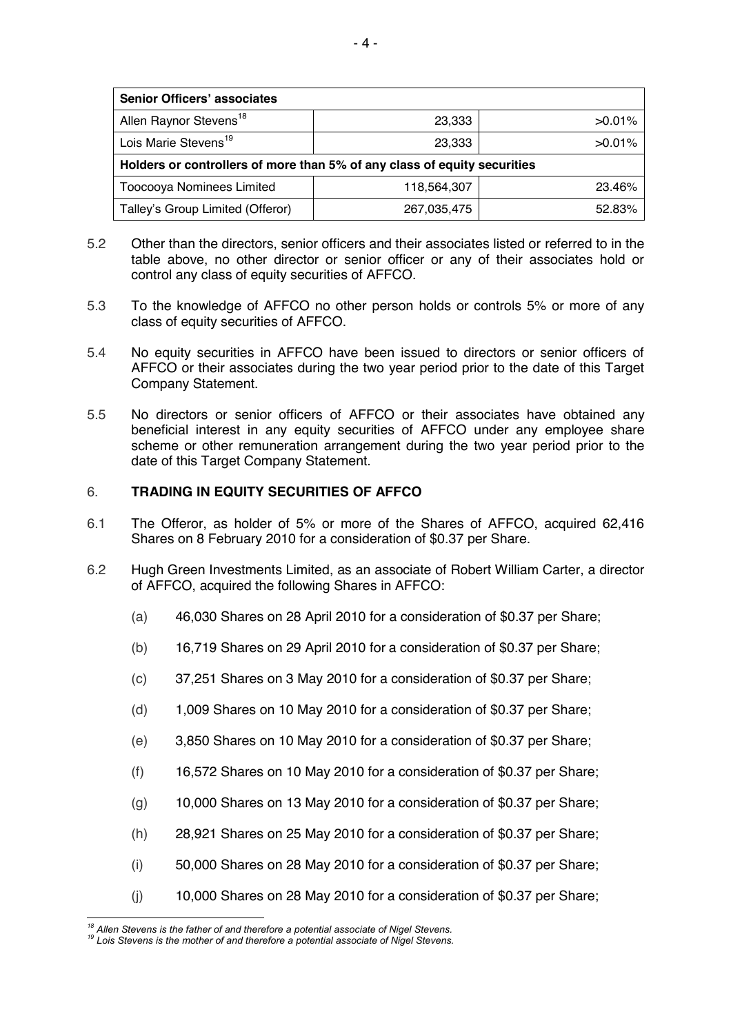| Senior Officers' associates | | |
|---|---|---|
| Allen Raynor Stevens[18] | 23,333 | >0.01% |
| Lois Marie Stevens[19] | 23,333 | >0.01% |
| **Holders or controllers of more than 5% of any class of equity securities** | | |
| Toocooya Nominees Limited | 118,564,307 | 23.46% |
| Talley's Group Limited (Offeror) | 267,035,475 | 52.83% |

5.2 Other than the directors, senior officers and their associates listed or referred to in the table above, no other director or senior officer or any of their associates hold or control any class of equity securities of AFFCO.

5.3 To the knowledge of AFFCO no other person holds or controls 5% or more of any class of equity securities of AFFCO.

5.4 No equity securities in AFFCO have been issued to directors or senior officers of AFFCO or their associates during the two year period prior to the date of this Target Company Statement.

5.5 No directors or senior officers of AFFCO or their associates have obtained any beneficial interest in any equity securities of AFFCO under any employee share scheme or other remuneration arrangement during the two year period prior to the date of this Target Company Statement.

## 6. TRADING IN EQUITY SECURITIES OF AFFCO

6.1 The Offeror, as holder of 5% or more of the Shares of AFFCO, acquired 62,416 Shares on 8 February 2010 for a consideration of $0.37 per Share.

6.2 Hugh Green Investments Limited, as an associate of Robert William Carter, a director of AFFCO, acquired the following Shares in AFFCO:

(a) 46,030 Shares on 28 April 2010 for a consideration of $0.37 per Share;

(b) 16,719 Shares on 29 April 2010 for a consideration of $0.37 per Share;

(c) 37,251 Shares on 3 May 2010 for a consideration of $0.37 per Share;

(d) 1,009 Shares on 10 May 2010 for a consideration of $0.37 per Share;

(e) 3,850 Shares on 10 May 2010 for a consideration of $0.37 per Share;

(f) 16,572 Shares on 10 May 2010 for a consideration of $0.37 per Share;

(g) 10,000 Shares on 13 May 2010 for a consideration of $0.37 per Share;

(h) 28,921 Shares on 25 May 2010 for a consideration of $0.37 per Share;

(i) 50,000 Shares on 28 May 2010 for a consideration of $0.37 per Share;

(j) 10,000 Shares on 28 May 2010 for a consideration of $0.37 per Share;

---

*[18] Allen Stevens is the father of and therefore a potential associate of Nigel Stevens.*

*[19] Lois Stevens is the mother of and therefore a potential associate of Nigel Stevens.*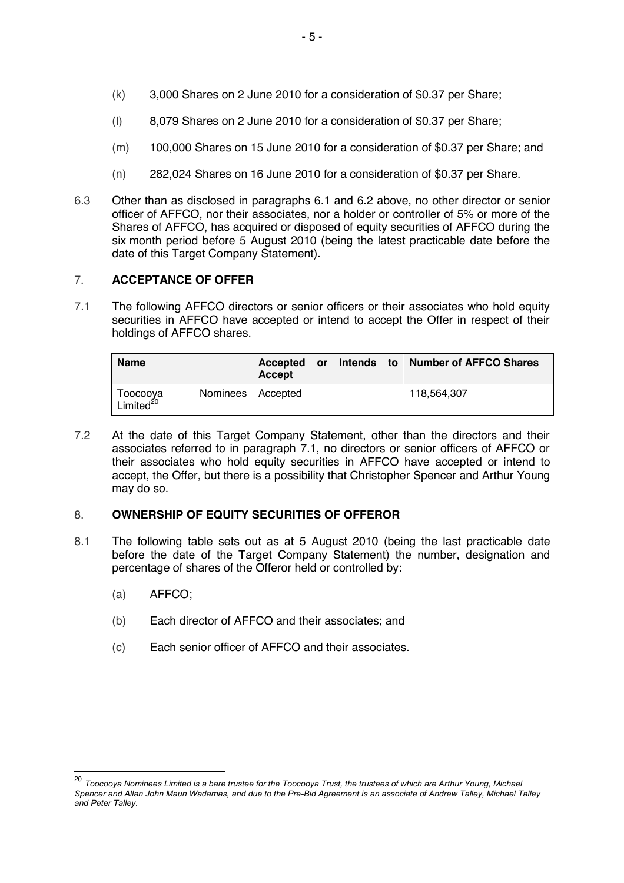(k) 3,000 Shares on 2 June 2010 for a consideration of $0.37 per Share;

(l) 8,079 Shares on 2 June 2010 for a consideration of $0.37 per Share;

(m) 100,000 Shares on 15 June 2010 for a consideration of $0.37 per Share; and

(n) 282,024 Shares on 16 June 2010 for a consideration of $0.37 per Share.

6.3 Other than as disclosed in paragraphs 6.1 and 6.2 above, no other director or senior officer of AFFCO, nor their associates, nor a holder or controller of 5% or more of the Shares of AFFCO, has acquired or disposed of equity securities of AFFCO during the six month period before 5 August 2010 (being the latest practicable date before the date of this Target Company Statement).

## 7. ACCEPTANCE OF OFFER

7.1 The following AFFCO directors or senior officers or their associates who hold equity securities in AFFCO have accepted or intend to accept the Offer in respect of their holdings of AFFCO shares.

| Name | Accepted or Intends to Accept | Number of AFFCO Shares |
|---|---|---|
| Toocooya Nominees Limited[20] | Accepted | 118,564,307 |

7.2 At the date of this Target Company Statement, other than the directors and their associates referred to in paragraph 7.1, no directors or senior officers of AFFCO or their associates who hold equity securities in AFFCO have accepted or intend to accept, the Offer, but there is a possibility that Christopher Spencer and Arthur Young may do so.

## 8. OWNERSHIP OF EQUITY SECURITIES OF OFFEROR

8.1 The following table sets out as at 5 August 2010 (being the last practicable date before the date of the Target Company Statement) the number, designation and percentage of shares of the Offeror held or controlled by:

(a) AFFCO;

(b) Each director of AFFCO and their associates; and

(c) Each senior officer of AFFCO and their associates.

---

[20] *Toocooya Nominees Limited is a bare trustee for the Toocooya Trust, the trustees of which are Arthur Young, Michael Spencer and Allan John Maun Wadamas, and due to the Pre-Bid Agreement is an associate of Andrew Talley, Michael Talley and Peter Talley.*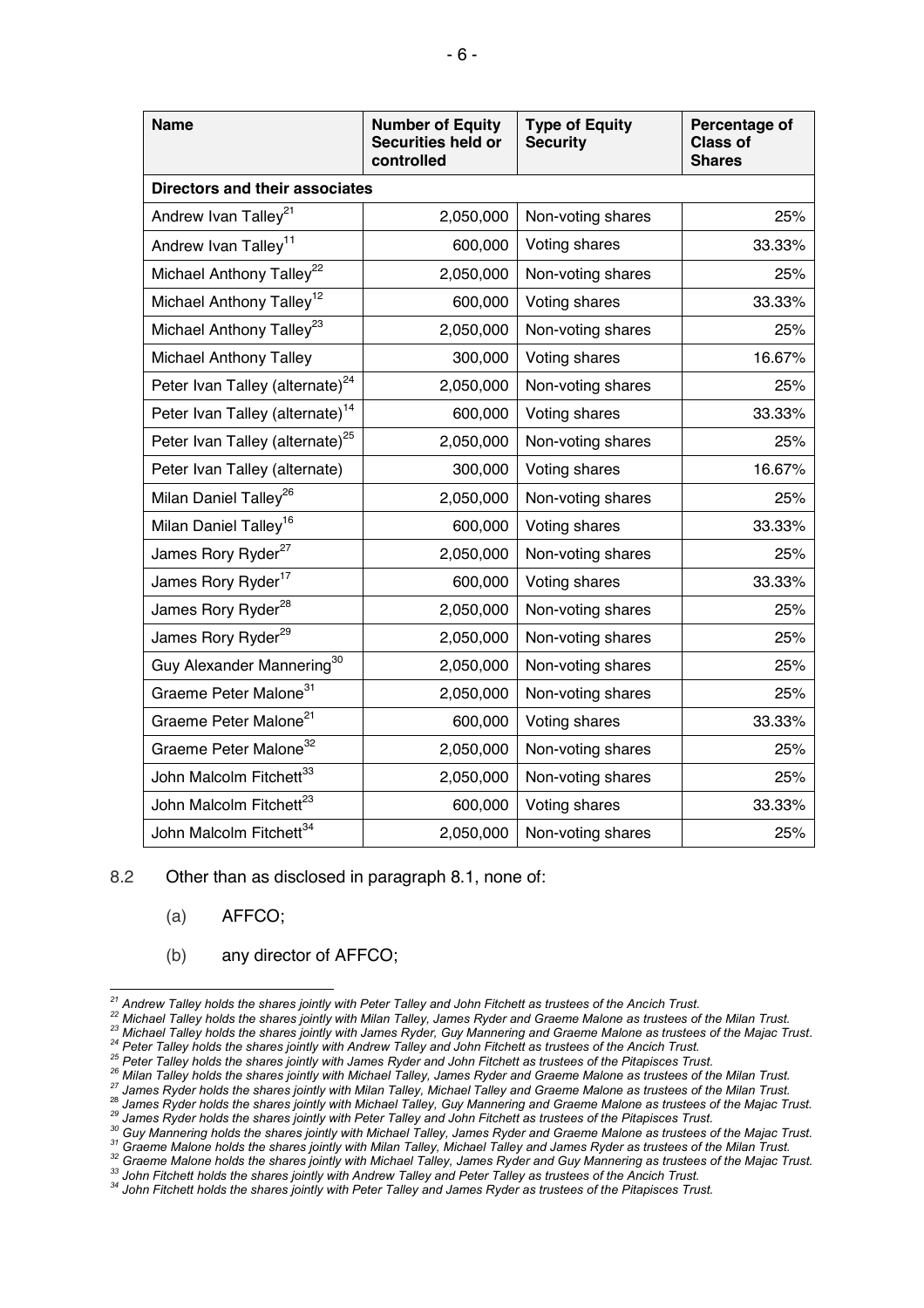| Name | Number of Equity Securities held or controlled | Type of Equity Security | Percentage of Class of Shares |
| --- | --- | --- | --- |
| **Directors and their associates** | | | |
| Andrew Ivan Talley[21] | 2,050,000 | Non-voting shares | 25% |
| Andrew Ivan Talley[11] | 600,000 | Voting shares | 33.33% |
| Michael Anthony Talley[22] | 2,050,000 | Non-voting shares | 25% |
| Michael Anthony Talley[12] | 600,000 | Voting shares | 33.33% |
| Michael Anthony Talley[23] | 2,050,000 | Non-voting shares | 25% |
| Michael Anthony Talley | 300,000 | Voting shares | 16.67% |
| Peter Ivan Talley (alternate)[24] | 2,050,000 | Non-voting shares | 25% |
| Peter Ivan Talley (alternate)[14] | 600,000 | Voting shares | 33.33% |
| Peter Ivan Talley (alternate)[25] | 2,050,000 | Non-voting shares | 25% |
| Peter Ivan Talley (alternate) | 300,000 | Voting shares | 16.67% |
| Milan Daniel Talley[26] | 2,050,000 | Non-voting shares | 25% |
| Milan Daniel Talley[16] | 600,000 | Voting shares | 33.33% |
| James Rory Ryder[27] | 2,050,000 | Non-voting shares | 25% |
| James Rory Ryder[17] | 600,000 | Voting shares | 33.33% |
| James Rory Ryder[28] | 2,050,000 | Non-voting shares | 25% |
| James Rory Ryder[29] | 2,050,000 | Non-voting shares | 25% |
| Guy Alexander Mannering[30] | 2,050,000 | Non-voting shares | 25% |
| Graeme Peter Malone[31] | 2,050,000 | Non-voting shares | 25% |
| Graeme Peter Malone[21] | 600,000 | Voting shares | 33.33% |
| Graeme Peter Malone[32] | 2,050,000 | Non-voting shares | 25% |
| John Malcolm Fitchett[33] | 2,050,000 | Non-voting shares | 25% |
| John Malcolm Fitchett[23] | 600,000 | Voting shares | 33.33% |
| John Malcolm Fitchett[34] | 2,050,000 | Non-voting shares | 25% |

8.2 Other than as disclosed in paragraph 8.1, none of:

(a) AFFCO;

(b) any director of AFFCO;

---

[21] *Andrew Talley holds the shares jointly with Peter Talley and John Fitchett as trustees of the Ancich Trust.*

[22] *Michael Talley holds the shares jointly with Milan Talley, James Ryder and Graeme Malone as trustees of the Milan Trust.*

[23] *Michael Talley holds the shares jointly with James Ryder, Guy Mannering and Graeme Malone as trustees of the Majac Trust.*

[24] *Peter Talley holds the shares jointly with Andrew Talley and John Fitchett as trustees of the Ancich Trust.*

[25] *Peter Talley holds the shares jointly with James Ryder and John Fitchett as trustees of the Pitapisces Trust.*

[26] *Milan Talley holds the shares jointly with Michael Talley, James Ryder and Graeme Malone as trustees of the Milan Trust.*

[27] *James Ryder holds the shares jointly with Milan Talley, Michael Talley and Graeme Malone as trustees of the Milan Trust.*

[28] *James Ryder holds the shares jointly with Michael Talley, Guy Mannering and Graeme Malone as trustees of the Majac Trust.*

[29] *James Ryder holds the shares jointly with Peter Talley and John Fitchett as trustees of the Pitapisces Trust.*

[30] *Guy Mannering holds the shares jointly with Michael Talley, James Ryder and Graeme Malone as trustees of the Majac Trust.*

[31] *Graeme Malone holds the shares jointly with Milan Talley, Michael Talley and James Ryder as trustees of the Milan Trust.*

[32] *Graeme Malone holds the shares jointly with Michael Talley, James Ryder and Guy Mannering as trustees of the Majac Trust.*

[33] *John Fitchett holds the shares jointly with Andrew Talley and Peter Talley as trustees of the Ancich Trust.*

[34] *John Fitchett holds the shares jointly with Peter Talley and James Ryder as trustees of the Pitapisces Trust.*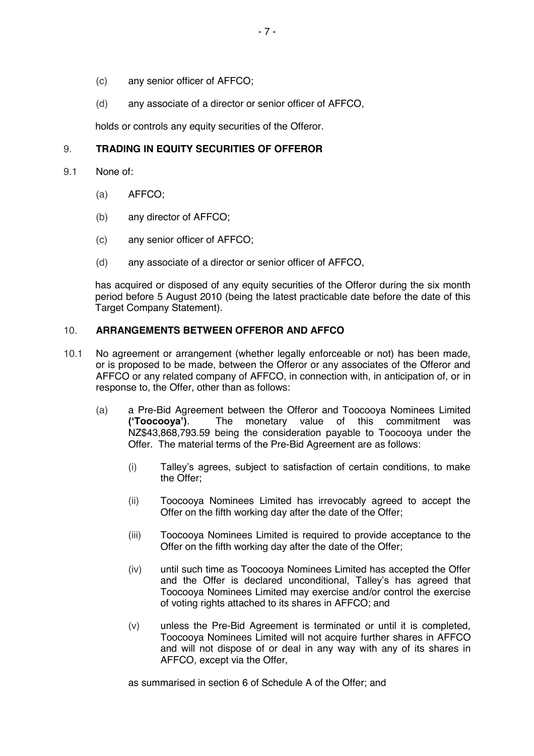(c) any senior officer of AFFCO;

(d) any associate of a director or senior officer of AFFCO,

holds or controls any equity securities of the Offeror.

## 9. TRADING IN EQUITY SECURITIES OF OFFEROR

9.1 None of:

(a) AFFCO;

(b) any director of AFFCO;

(c) any senior officer of AFFCO;

(d) any associate of a director or senior officer of AFFCO,

has acquired or disposed of any equity securities of the Offeror during the six month period before 5 August 2010 (being the latest practicable date before the date of this Target Company Statement).

## 10. ARRANGEMENTS BETWEEN OFFEROR AND AFFCO

10.1 No agreement or arrangement (whether legally enforceable or not) has been made, or is proposed to be made, between the Offeror or any associates of the Offeror and AFFCO or any related company of AFFCO, in connection with, in anticipation of, or in response to, the Offer, other than as follows:

(a) a Pre-Bid Agreement between the Offeror and Toocooya Nominees Limited **('Toocooya')**. The monetary value of this commitment was NZ$43,868,793.59 being the consideration payable to Toocooya under the Offer. The material terms of the Pre-Bid Agreement are as follows:

(i) Talley's agrees, subject to satisfaction of certain conditions, to make the Offer;

(ii) Toocooya Nominees Limited has irrevocably agreed to accept the Offer on the fifth working day after the date of the Offer;

(iii) Toocooya Nominees Limited is required to provide acceptance to the Offer on the fifth working day after the date of the Offer;

(iv) until such time as Toocooya Nominees Limited has accepted the Offer and the Offer is declared unconditional, Talley's has agreed that Toocooya Nominees Limited may exercise and/or control the exercise of voting rights attached to its shares in AFFCO; and

(v) unless the Pre-Bid Agreement is terminated or until it is completed, Toocooya Nominees Limited will not acquire further shares in AFFCO and will not dispose of or deal in any way with any of its shares in AFFCO, except via the Offer,

as summarised in section 6 of Schedule A of the Offer; and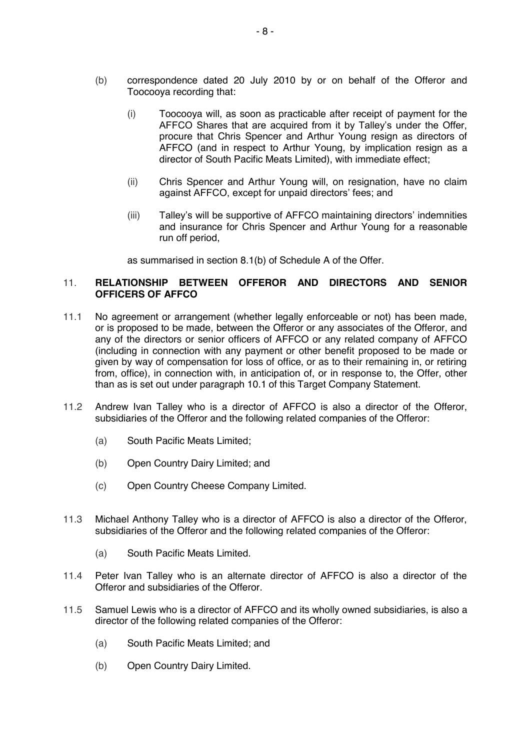(b) correspondence dated 20 July 2010 by or on behalf of the Offeror and Toocooya recording that:

(i) Toocooya will, as soon as practicable after receipt of payment for the AFFCO Shares that are acquired from it by Talley's under the Offer, procure that Chris Spencer and Arthur Young resign as directors of AFFCO (and in respect to Arthur Young, by implication resign as a director of South Pacific Meats Limited), with immediate effect;

(ii) Chris Spencer and Arthur Young will, on resignation, have no claim against AFFCO, except for unpaid directors' fees; and

(iii) Talley's will be supportive of AFFCO maintaining directors' indemnities and insurance for Chris Spencer and Arthur Young for a reasonable run off period,

as summarised in section 8.1(b) of Schedule A of the Offer.

## 11. RELATIONSHIP BETWEEN OFFEROR AND DIRECTORS AND SENIOR OFFICERS OF AFFCO

11.1 No agreement or arrangement (whether legally enforceable or not) has been made, or is proposed to be made, between the Offeror or any associates of the Offeror, and any of the directors or senior officers of AFFCO or any related company of AFFCO (including in connection with any payment or other benefit proposed to be made or given by way of compensation for loss of office, or as to their remaining in, or retiring from, office), in connection with, in anticipation of, or in response to, the Offer, other than as is set out under paragraph 10.1 of this Target Company Statement.

11.2 Andrew Ivan Talley who is a director of AFFCO is also a director of the Offeror, subsidiaries of the Offeror and the following related companies of the Offeror:

(a) South Pacific Meats Limited;

(b) Open Country Dairy Limited; and

(c) Open Country Cheese Company Limited.

11.3 Michael Anthony Talley who is a director of AFFCO is also a director of the Offeror, subsidiaries of the Offeror and the following related companies of the Offeror:

(a) South Pacific Meats Limited.

11.4 Peter Ivan Talley who is an alternate director of AFFCO is also a director of the Offeror and subsidiaries of the Offeror.

11.5 Samuel Lewis who is a director of AFFCO and its wholly owned subsidiaries, is also a director of the following related companies of the Offeror:

(a) South Pacific Meats Limited; and

(b) Open Country Dairy Limited.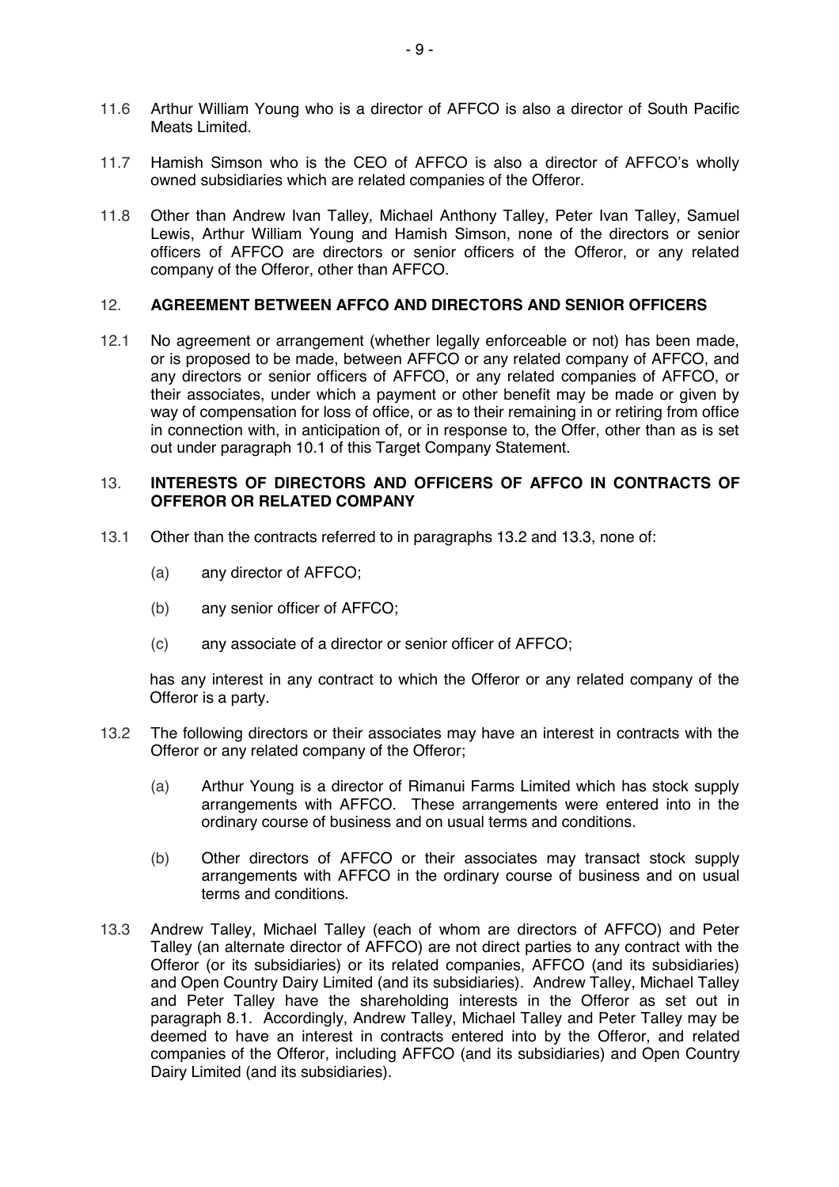11.6 Arthur William Young who is a director of AFFCO is also a director of South Pacific Meats Limited.

11.7 Hamish Simson who is the CEO of AFFCO is also a director of AFFCO's wholly owned subsidiaries which are related companies of the Offeror.

11.8 Other than Andrew Ivan Talley, Michael Anthony Talley, Peter Ivan Talley, Samuel Lewis, Arthur William Young and Hamish Simson, none of the directors or senior officers of AFFCO are directors or senior officers of the Offeror, or any related company of the Offeror, other than AFFCO.

## 12. AGREEMENT BETWEEN AFFCO AND DIRECTORS AND SENIOR OFFICERS

12.1 No agreement or arrangement (whether legally enforceable or not) has been made, or is proposed to be made, between AFFCO or any related company of AFFCO, and any directors or senior officers of AFFCO, or any related companies of AFFCO, or their associates, under which a payment or other benefit may be made or given by way of compensation for loss of office, or as to their remaining in or retiring from office in connection with, in anticipation of, or in response to, the Offer, other than as is set out under paragraph 10.1 of this Target Company Statement.

## 13. INTERESTS OF DIRECTORS AND OFFICERS OF AFFCO IN CONTRACTS OF OFFEROR OR RELATED COMPANY

13.1 Other than the contracts referred to in paragraphs 13.2 and 13.3, none of:

(a) any director of AFFCO;

(b) any senior officer of AFFCO;

(c) any associate of a director or senior officer of AFFCO;

has any interest in any contract to which the Offeror or any related company of the Offeror is a party.

13.2 The following directors or their associates may have an interest in contracts with the Offeror or any related company of the Offeror;

(a) Arthur Young is a director of Rimanui Farms Limited which has stock supply arrangements with AFFCO. These arrangements were entered into in the ordinary course of business and on usual terms and conditions.

(b) Other directors of AFFCO or their associates may transact stock supply arrangements with AFFCO in the ordinary course of business and on usual terms and conditions.

13.3 Andrew Talley, Michael Talley (each of whom are directors of AFFCO) and Peter Talley (an alternate director of AFFCO) are not direct parties to any contract with the Offeror (or its subsidiaries) or its related companies, AFFCO (and its subsidiaries) and Open Country Dairy Limited (and its subsidiaries). Andrew Talley, Michael Talley and Peter Talley have the shareholding interests in the Offeror as set out in paragraph 8.1. Accordingly, Andrew Talley, Michael Talley and Peter Talley may be deemed to have an interest in contracts entered into by the Offeror, and related companies of the Offeror, including AFFCO (and its subsidiaries) and Open Country Dairy Limited (and its subsidiaries).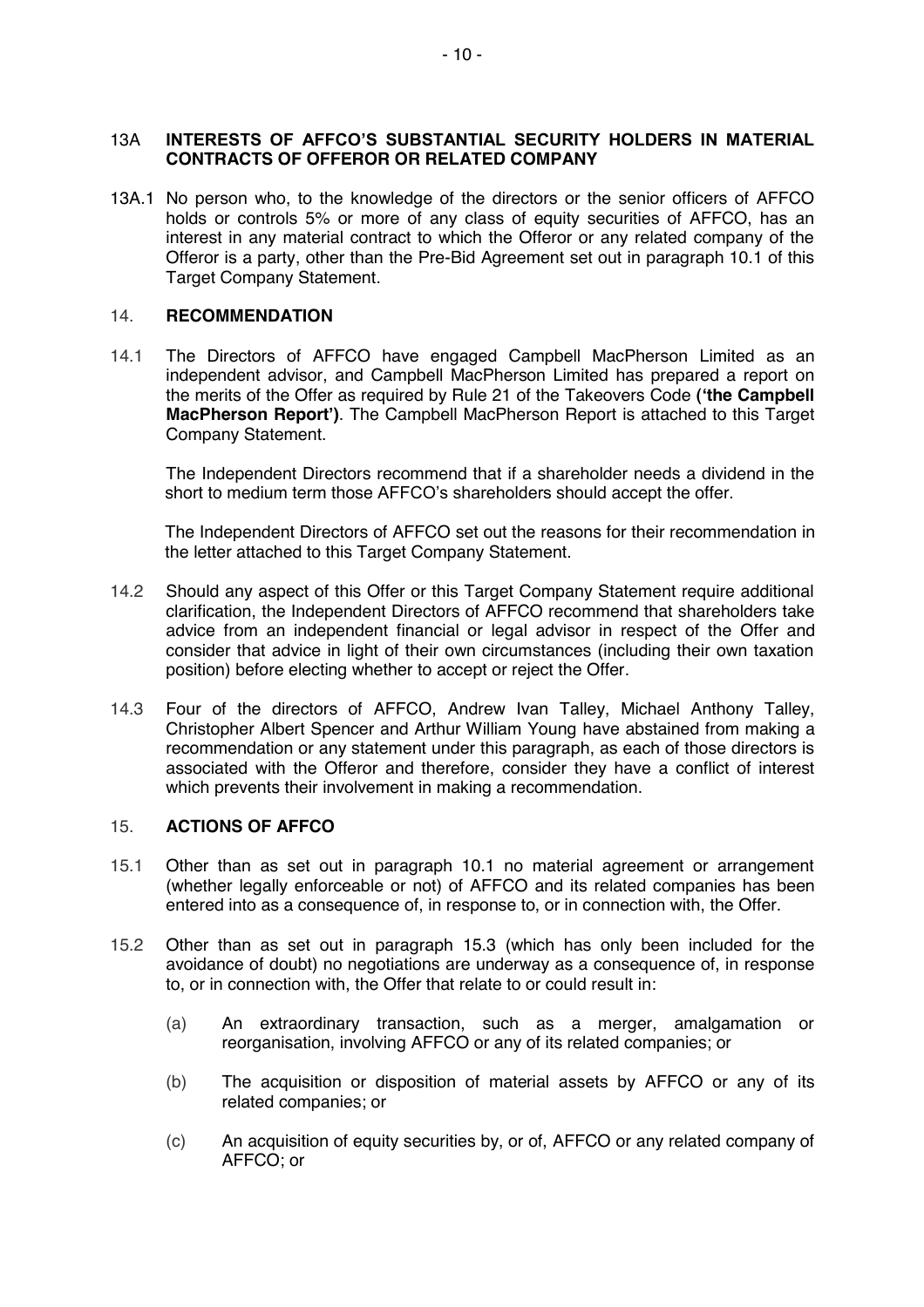## 13A INTERESTS OF AFFCO'S SUBSTANTIAL SECURITY HOLDERS IN MATERIAL CONTRACTS OF OFFEROR OR RELATED COMPANY

13A.1 No person who, to the knowledge of the directors or the senior officers of AFFCO holds or controls 5% or more of any class of equity securities of AFFCO, has an interest in any material contract to which the Offeror or any related company of the Offeror is a party, other than the Pre-Bid Agreement set out in paragraph 10.1 of this Target Company Statement.

## 14. RECOMMENDATION

14.1 The Directors of AFFCO have engaged Campbell MacPherson Limited as an independent advisor, and Campbell MacPherson Limited has prepared a report on the merits of the Offer as required by Rule 21 of the Takeovers Code **('the Campbell MacPherson Report')**. The Campbell MacPherson Report is attached to this Target Company Statement.

The Independent Directors recommend that if a shareholder needs a dividend in the short to medium term those AFFCO's shareholders should accept the offer.

The Independent Directors of AFFCO set out the reasons for their recommendation in the letter attached to this Target Company Statement.

14.2 Should any aspect of this Offer or this Target Company Statement require additional clarification, the Independent Directors of AFFCO recommend that shareholders take advice from an independent financial or legal advisor in respect of the Offer and consider that advice in light of their own circumstances (including their own taxation position) before electing whether to accept or reject the Offer.

14.3 Four of the directors of AFFCO, Andrew Ivan Talley, Michael Anthony Talley, Christopher Albert Spencer and Arthur William Young have abstained from making a recommendation or any statement under this paragraph, as each of those directors is associated with the Offeror and therefore, consider they have a conflict of interest which prevents their involvement in making a recommendation.

## 15. ACTIONS OF AFFCO

15.1 Other than as set out in paragraph 10.1 no material agreement or arrangement (whether legally enforceable or not) of AFFCO and its related companies has been entered into as a consequence of, in response to, or in connection with, the Offer.

15.2 Other than as set out in paragraph 15.3 (which has only been included for the avoidance of doubt) no negotiations are underway as a consequence of, in response to, or in connection with, the Offer that relate to or could result in:

(a) An extraordinary transaction, such as a merger, amalgamation or reorganisation, involving AFFCO or any of its related companies; or

(b) The acquisition or disposition of material assets by AFFCO or any of its related companies; or

(c) An acquisition of equity securities by, or of, AFFCO or any related company of AFFCO; or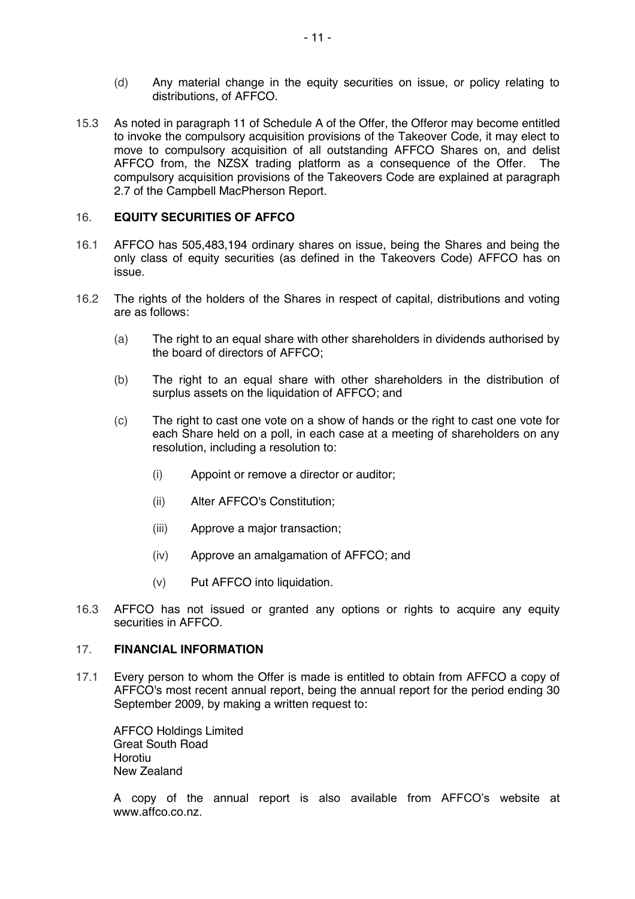(d) Any material change in the equity securities on issue, or policy relating to distributions, of AFFCO.

15.3 As noted in paragraph 11 of Schedule A of the Offer, the Offeror may become entitled to invoke the compulsory acquisition provisions of the Takeover Code, it may elect to move to compulsory acquisition of all outstanding AFFCO Shares on, and delist AFFCO from, the NZSX trading platform as a consequence of the Offer. The compulsory acquisition provisions of the Takeovers Code are explained at paragraph 2.7 of the Campbell MacPherson Report.

## 16. EQUITY SECURITIES OF AFFCO

16.1 AFFCO has 505,483,194 ordinary shares on issue, being the Shares and being the only class of equity securities (as defined in the Takeovers Code) AFFCO has on issue.

16.2 The rights of the holders of the Shares in respect of capital, distributions and voting are as follows:

(a) The right to an equal share with other shareholders in dividends authorised by the board of directors of AFFCO;

(b) The right to an equal share with other shareholders in the distribution of surplus assets on the liquidation of AFFCO; and

(c) The right to cast one vote on a show of hands or the right to cast one vote for each Share held on a poll, in each case at a meeting of shareholders on any resolution, including a resolution to:

(i) Appoint or remove a director or auditor;

(ii) Alter AFFCO's Constitution;

(iii) Approve a major transaction;

(iv) Approve an amalgamation of AFFCO; and

(v) Put AFFCO into liquidation.

16.3 AFFCO has not issued or granted any options or rights to acquire any equity securities in AFFCO.

## 17. FINANCIAL INFORMATION

17.1 Every person to whom the Offer is made is entitled to obtain from AFFCO a copy of AFFCO's most recent annual report, being the annual report for the period ending 30 September 2009, by making a written request to:

AFFCO Holdings Limited
Great South Road
Horotiu
New Zealand

A copy of the annual report is also available from AFFCO's website at www.affco.co.nz.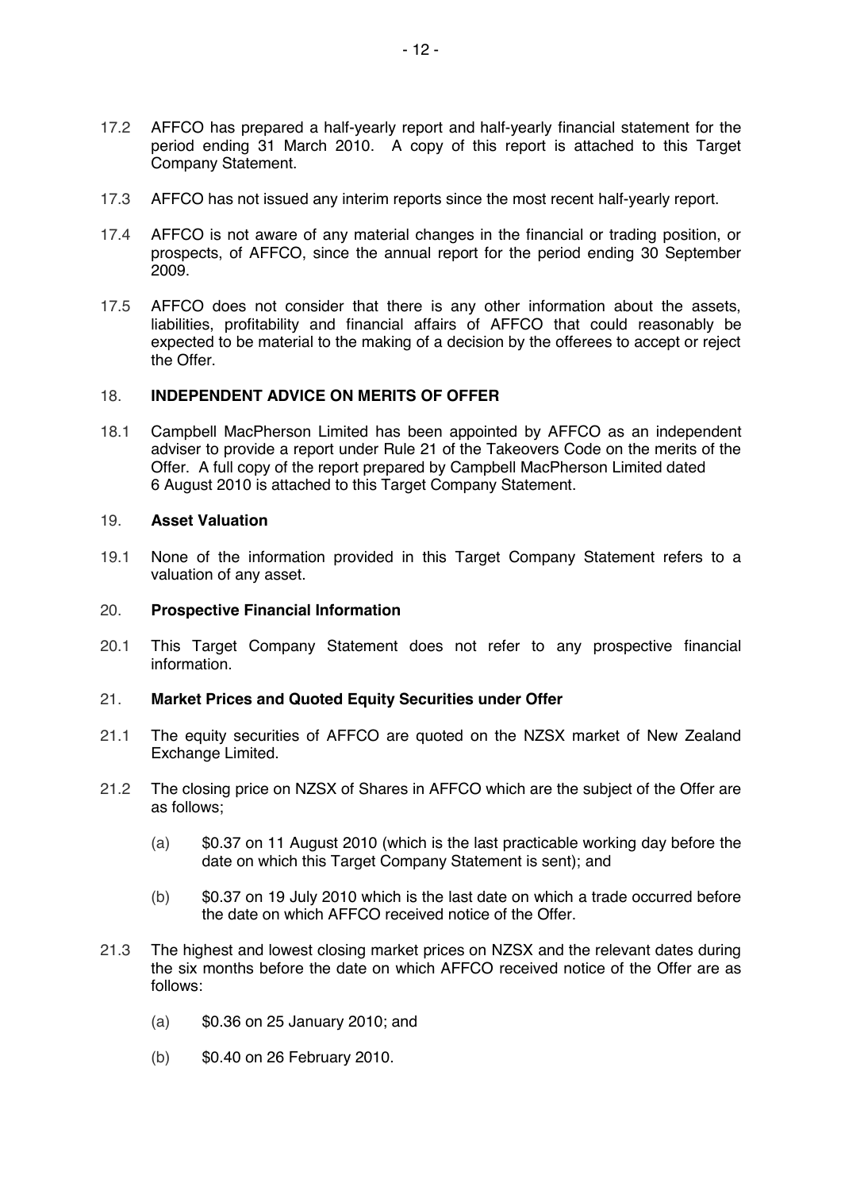17.2 AFFCO has prepared a half-yearly report and half-yearly financial statement for the period ending 31 March 2010. A copy of this report is attached to this Target Company Statement.

17.3 AFFCO has not issued any interim reports since the most recent half-yearly report.

17.4 AFFCO is not aware of any material changes in the financial or trading position, or prospects, of AFFCO, since the annual report for the period ending 30 September 2009.

17.5 AFFCO does not consider that there is any other information about the assets, liabilities, profitability and financial affairs of AFFCO that could reasonably be expected to be material to the making of a decision by the offerees to accept or reject the Offer.

## 18. INDEPENDENT ADVICE ON MERITS OF OFFER

18.1 Campbell MacPherson Limited has been appointed by AFFCO as an independent adviser to provide a report under Rule 21 of the Takeovers Code on the merits of the Offer. A full copy of the report prepared by Campbell MacPherson Limited dated 6 August 2010 is attached to this Target Company Statement.

## 19. Asset Valuation

19.1 None of the information provided in this Target Company Statement refers to a valuation of any asset.

## 20. Prospective Financial Information

20.1 This Target Company Statement does not refer to any prospective financial information.

## 21. Market Prices and Quoted Equity Securities under Offer

21.1 The equity securities of AFFCO are quoted on the NZSX market of New Zealand Exchange Limited.

21.2 The closing price on NZSX of Shares in AFFCO which are the subject of the Offer are as follows;

(a) \$0.37 on 11 August 2010 (which is the last practicable working day before the date on which this Target Company Statement is sent); and

(b) \$0.37 on 19 July 2010 which is the last date on which a trade occurred before the date on which AFFCO received notice of the Offer.

21.3 The highest and lowest closing market prices on NZSX and the relevant dates during the six months before the date on which AFFCO received notice of the Offer are as follows:

(a) \$0.36 on 25 January 2010; and

(b) \$0.40 on 26 February 2010.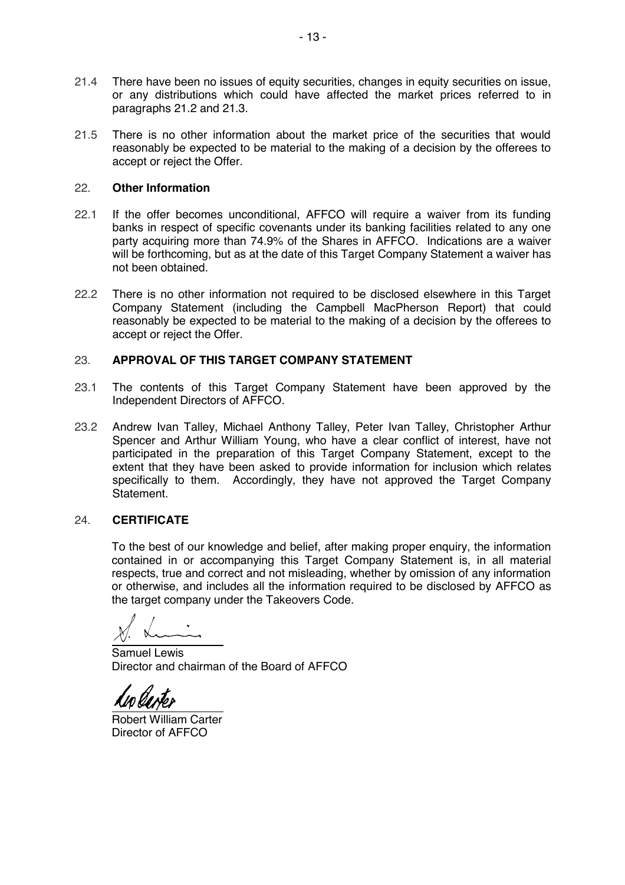21.4 There have been no issues of equity securities, changes in equity securities on issue, or any distributions which could have affected the market prices referred to in paragraphs 21.2 and 21.3.

21.5 There is no other information about the market price of the securities that would reasonably be expected to be material to the making of a decision by the offerees to accept or reject the Offer.

## 22. **Other Information**

22.1 If the offer becomes unconditional, AFFCO will require a waiver from its funding banks in respect of specific covenants under its banking facilities related to any one party acquiring more than 74.9% of the Shares in AFFCO. Indications are a waiver will be forthcoming, but as at the date of this Target Company Statement a waiver has not been obtained.

22.2 There is no other information not required to be disclosed elsewhere in this Target Company Statement (including the Campbell MacPherson Report) that could reasonably be expected to be material to the making of a decision by the offerees to accept or reject the Offer.

## 23. **APPROVAL OF THIS TARGET COMPANY STATEMENT**

23.1 The contents of this Target Company Statement have been approved by the Independent Directors of AFFCO.

23.2 Andrew Ivan Talley, Michael Anthony Talley, Peter Ivan Talley, Christopher Arthur Spencer and Arthur William Young, who have a clear conflict of interest, have not participated in the preparation of this Target Company Statement, except to the extent that they have been asked to provide information for inclusion which relates specifically to them. Accordingly, they have not approved the Target Company Statement.

## 24. **CERTIFICATE**

To the best of our knowledge and belief, after making proper enquiry, the information contained in or accompanying this Target Company Statement is, in all material respects, true and correct and not misleading, whether by omission of any information or otherwise, and includes all the information required to be disclosed by AFFCO as the target company under the Takeovers Code.

Samuel Lewis
Director and chairman of the Board of AFFCO

Robert William Carter
Director of AFFCO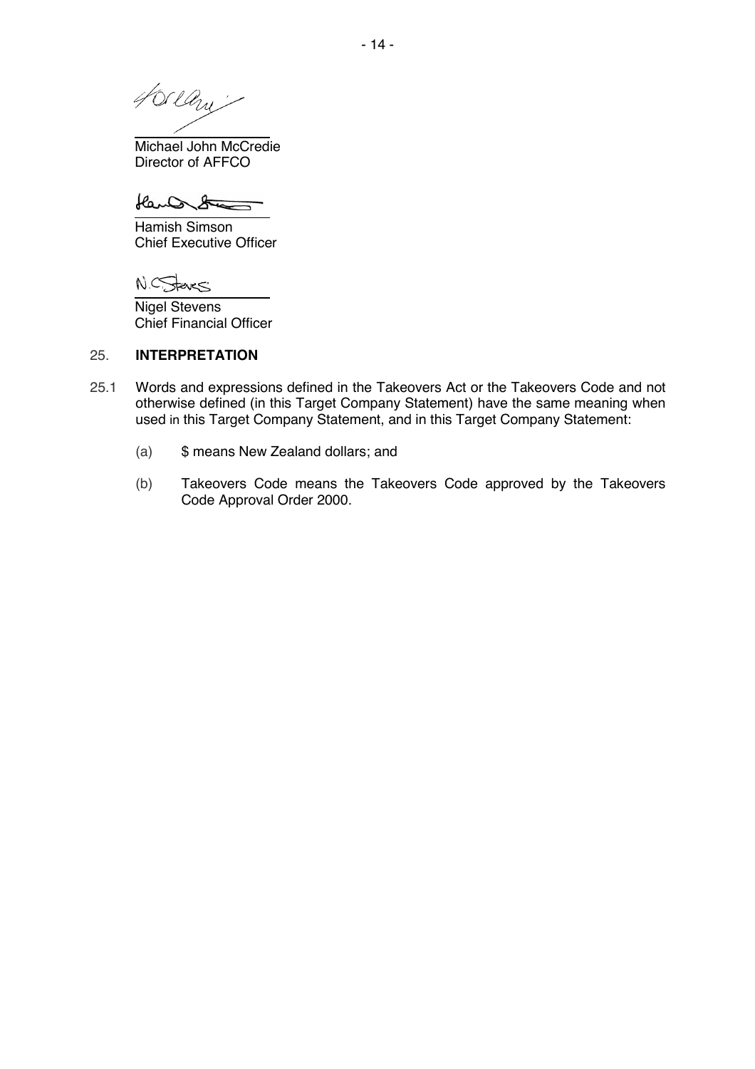Michael John McCredie
Director of AFFCO

Hamish Simson
Chief Executive Officer

Nigel Stevens
Chief Financial Officer

## 25. INTERPRETATION

25.1 Words and expressions defined in the Takeovers Act or the Takeovers Code and not otherwise defined (in this Target Company Statement) have the same meaning when used in this Target Company Statement, and in this Target Company Statement:

(a) $ means New Zealand dollars; and

(b) Takeovers Code means the Takeovers Code approved by the Takeovers Code Approval Order 2000.